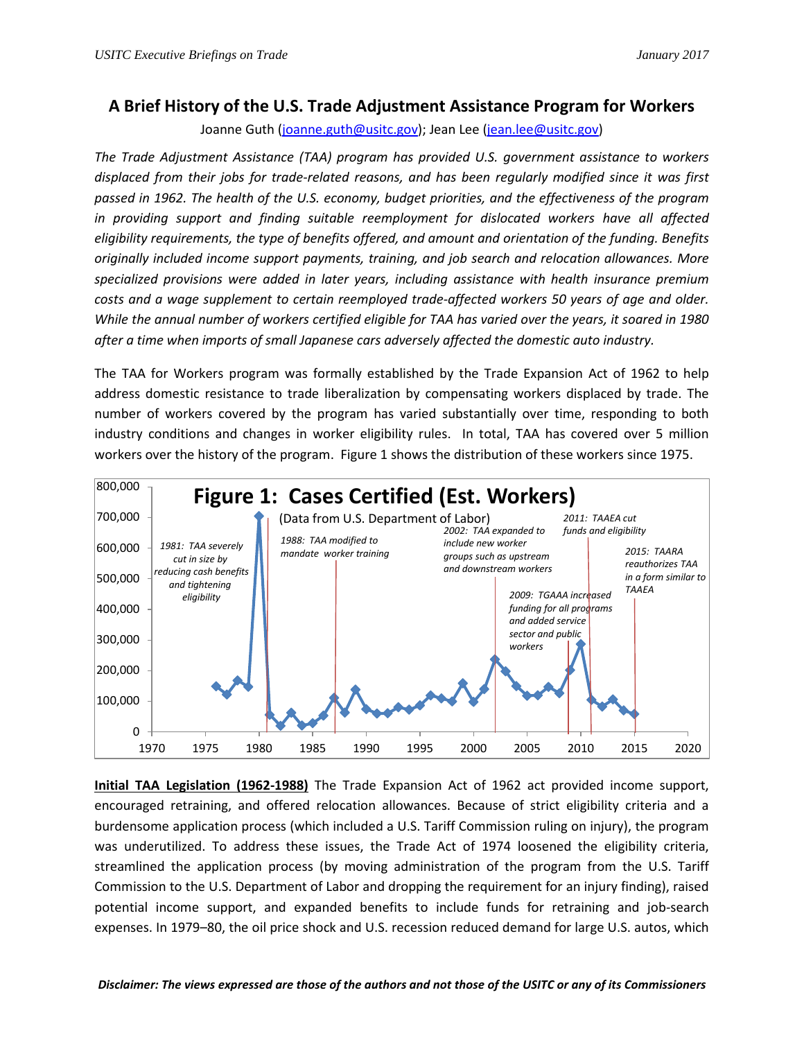# A Brief History of the U.S. Trade Adjustment Assistance Program for Workers

Joanne Guth (joanne.guth@usitc.gov); Jean Lee (jean.lee@usitc.gov)

*The Trade Adjustment Assistance (TAA) program has provided U.S. government assistance to workers displaced from their jobs for trade-related reasons, and has been regularly modified since it was first passed in 1962. The health of the U.S. economy, budget priorities, and the effectiveness of the program in providing support and finding suitable reemployment for dislocated workers have all affected eligibility requirements, the type of benefits offered, and amount and orientation of the funding. Benefits originally included income support payments, training, and job search and relocation allowances. More specialized provisions were added in later years, including assistance with health insurance premium costs and a wage supplement to certain reemployed trade-affected workers 50 years of age and older. While the annual number of workers certified eligible for TAA has varied over the years, it soared in 1980 after a time when imports of small Japanese cars adversely affected the domestic auto industry.*

The TAA for Workers program was formally established by the Trade Expansion Act of 1962 to help address domestic resistance to trade liberalization by compensating workers displaced by trade. The number of workers covered by the program has varied substantially over time, responding to both industry conditions and changes in worker eligibility rules. In total, TAA has covered over 5 million workers over the history of the program. Figure 1 shows the distribution of these workers since 1975.

**Figure 1: Cases Certified (Est. Workers)**

(Data from U.S. Department of Labor)

- *1981: TAA severely cut in size by reducing cash benefits and tightening eligibility*
- *1988: TAA modified to mandate worker training*
- *2002: TAA expanded to include new worker groups such as upstream and downstream workers*
- *2009: TGAAA increased funding for all programs and added service sector and public workers*
- *2011: TAAEA cut funds and eligibility*
- *2015: TAARA reauthorizes TAA in a form similar to TAAEA*

**Initial TAA Legislation (1962-1988)** The Trade Expansion Act of 1962 act provided income support, encouraged retraining, and offered relocation allowances. Because of strict eligibility criteria and a burdensome application process (which included a U.S. Tariff Commission ruling on injury), the program was underutilized. To address these issues, the Trade Act of 1974 loosened the eligibility criteria, streamlined the application process (by moving administration of the program from the U.S. Tariff Commission to the U.S. Department of Labor and dropping the requirement for an injury finding), raised potential income support, and expanded benefits to include funds for retraining and job-search expenses. In 1979–80, the oil price shock and U.S. recession reduced demand for large U.S. autos, which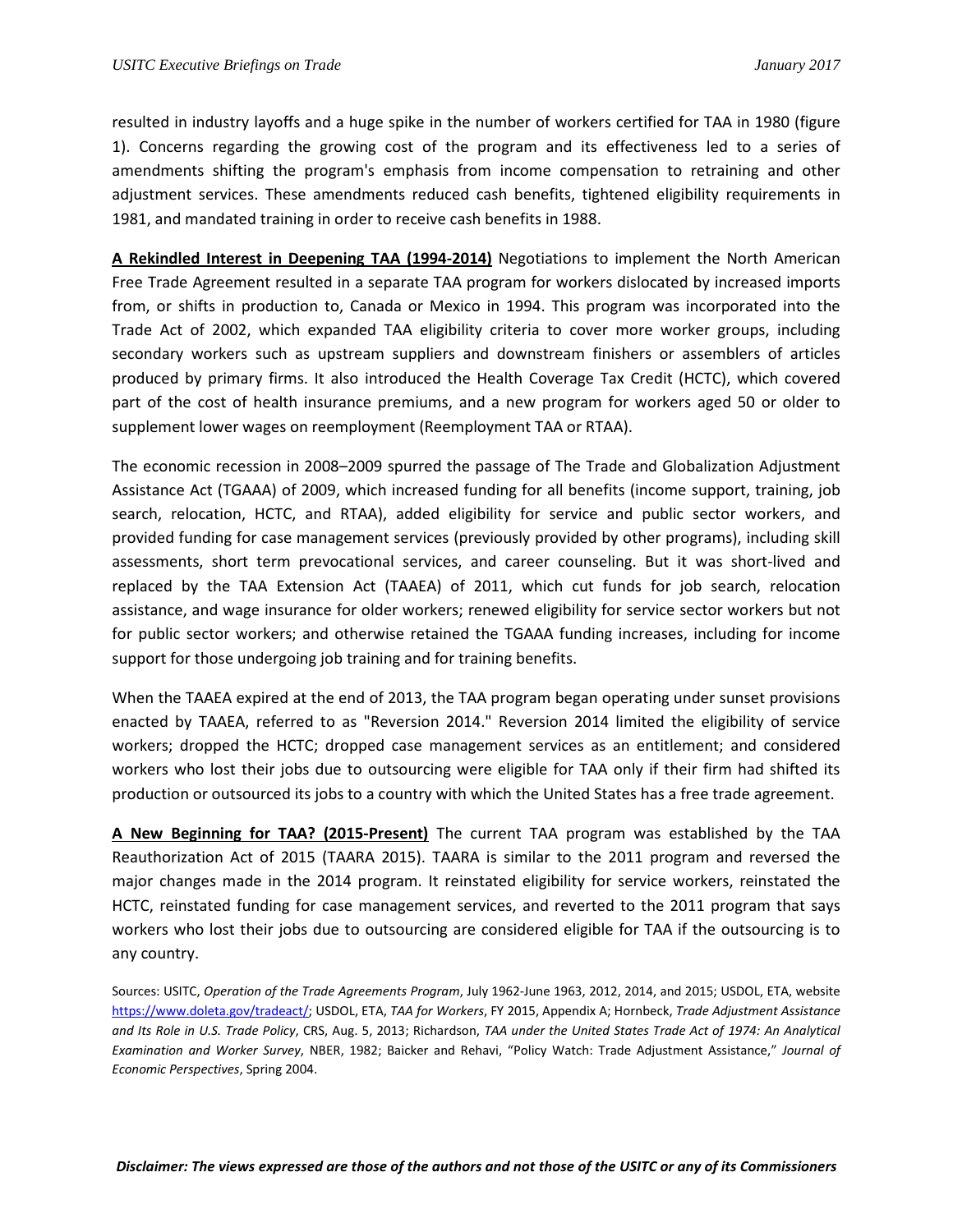resulted in industry layoffs and a huge spike in the number of workers certified for TAA in 1980 (figure 1). Concerns regarding the growing cost of the program and its effectiveness led to a series of amendments shifting the program's emphasis from income compensation to retraining and other adjustment services. These amendments reduced cash benefits, tightened eligibility requirements in 1981, and mandated training in order to receive cash benefits in 1988.

**A Rekindled Interest in Deepening TAA (1994-2014)** Negotiations to implement the North American Free Trade Agreement resulted in a separate TAA program for workers dislocated by increased imports from, or shifts in production to, Canada or Mexico in 1994. This program was incorporated into the Trade Act of 2002, which expanded TAA eligibility criteria to cover more worker groups, including secondary workers such as upstream suppliers and downstream finishers or assemblers of articles produced by primary firms. It also introduced the Health Coverage Tax Credit (HCTC), which covered part of the cost of health insurance premiums, and a new program for workers aged 50 or older to supplement lower wages on reemployment (Reemployment TAA or RTAA).

The economic recession in 2008–2009 spurred the passage of The Trade and Globalization Adjustment Assistance Act (TGAAA) of 2009, which increased funding for all benefits (income support, training, job search, relocation, HCTC, and RTAA), added eligibility for service and public sector workers, and provided funding for case management services (previously provided by other programs), including skill assessments, short term prevocational services, and career counseling. But it was short-lived and replaced by the TAA Extension Act (TAAEA) of 2011, which cut funds for job search, relocation assistance, and wage insurance for older workers; renewed eligibility for service sector workers but not for public sector workers; and otherwise retained the TGAAA funding increases, including for income support for those undergoing job training and for training benefits.

When the TAAEA expired at the end of 2013, the TAA program began operating under sunset provisions enacted by TAAEA, referred to as "Reversion 2014." Reversion 2014 limited the eligibility of service workers; dropped the HCTC; dropped case management services as an entitlement; and considered workers who lost their jobs due to outsourcing were eligible for TAA only if their firm had shifted its production or outsourced its jobs to a country with which the United States has a free trade agreement.

**A New Beginning for TAA? (2015-Present)** The current TAA program was established by the TAA Reauthorization Act of 2015 (TAARA 2015). TAARA is similar to the 2011 program and reversed the major changes made in the 2014 program. It reinstated eligibility for service workers, reinstated the HCTC, reinstated funding for case management services, and reverted to the 2011 program that says workers who lost their jobs due to outsourcing are considered eligible for TAA if the outsourcing is to any country.

Sources: USITC, *Operation of the Trade Agreements Program*, July 1962-June 1963, 2012, 2014, and 2015; USDOL, ETA, website https://www.doleta.gov/tradeact/; USDOL, ETA, *TAA for Workers*, FY 2015, Appendix A; Hornbeck, *Trade Adjustment Assistance and Its Role in U.S. Trade Policy*, CRS, Aug. 5, 2013; Richardson, *TAA under the United States Trade Act of 1974: An Analytical Examination and Worker Survey*, NBER, 1982; Baicker and Rehavi, "Policy Watch: Trade Adjustment Assistance," *Journal of Economic Perspectives*, Spring 2004.

***Disclaimer: The views expressed are those of the authors and not those of the USITC or any of its Commissioners***